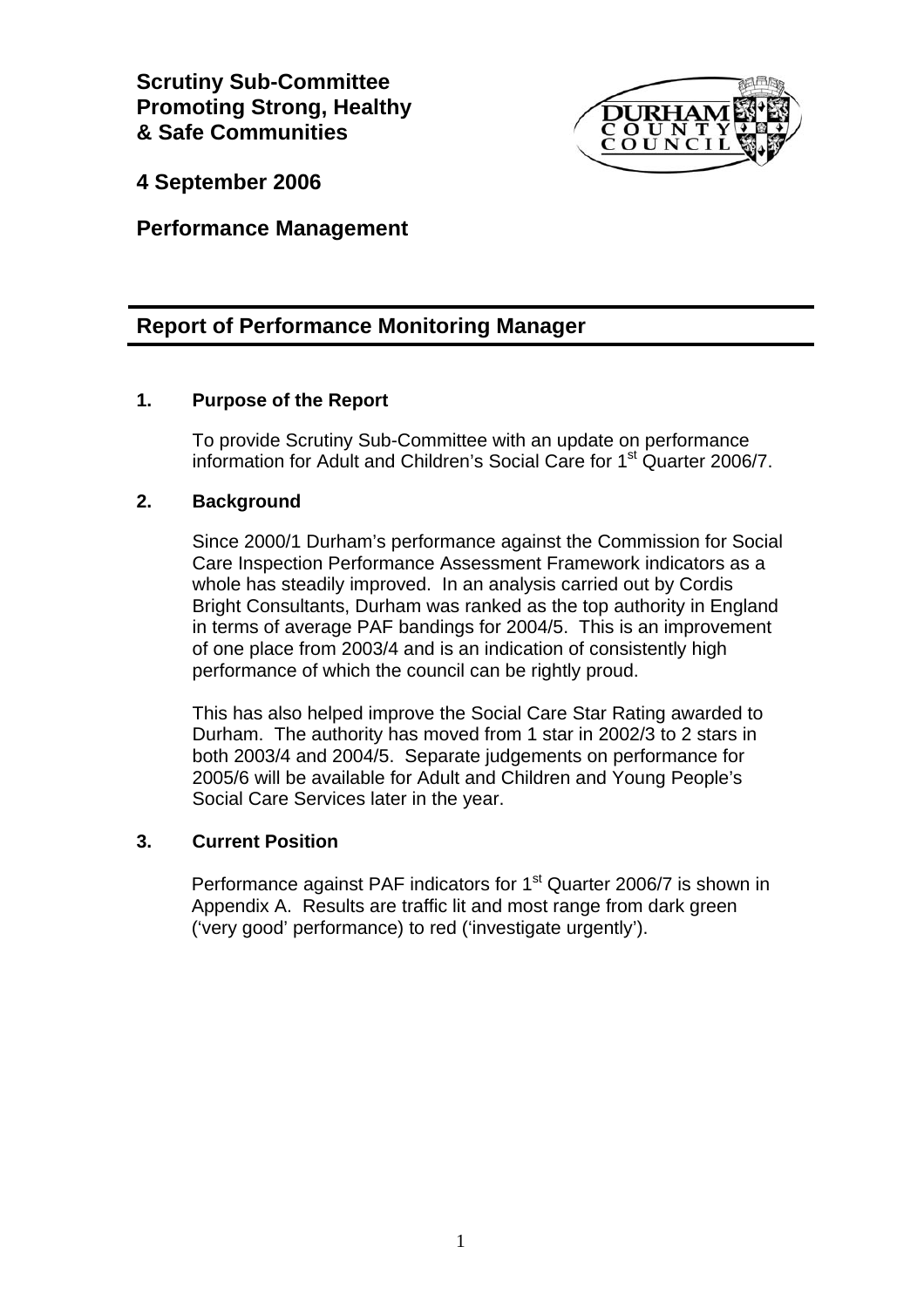**Scrutiny Sub-Committee**
**Promoting Strong, Healthy & Safe Communities**

**4 September 2006**

**Performance Management**

## Report of Performance Monitoring Manager

### 1. Purpose of the Report

To provide Scrutiny Sub-Committee with an update on performance information for Adult and Children's Social Care for 1st Quarter 2006/7.

### 2. Background

Since 2000/1 Durham's performance against the Commission for Social Care Inspection Performance Assessment Framework indicators as a whole has steadily improved. In an analysis carried out by Cordis Bright Consultants, Durham was ranked as the top authority in England in terms of average PAF bandings for 2004/5. This is an improvement of one place from 2003/4 and is an indication of consistently high performance of which the council can be rightly proud.

This has also helped improve the Social Care Star Rating awarded to Durham. The authority has moved from 1 star in 2002/3 to 2 stars in both 2003/4 and 2004/5. Separate judgements on performance for 2005/6 will be available for Adult and Children and Young People's Social Care Services later in the year.

### 3. Current Position

Performance against PAF indicators for 1st Quarter 2006/7 is shown in Appendix A. Results are traffic lit and most range from dark green ('very good' performance) to red ('investigate urgently').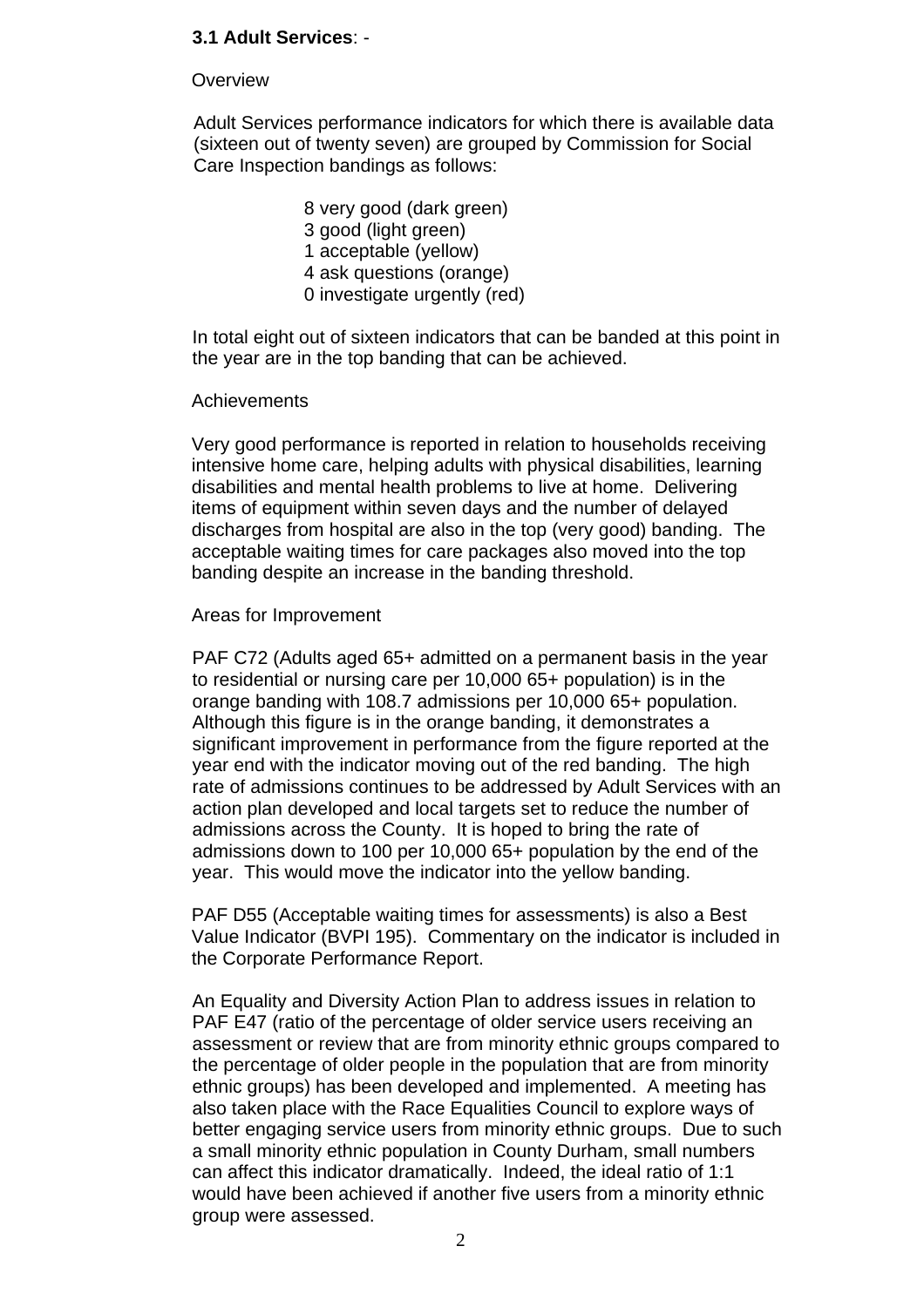### **3.1 Adult Services**: -

Overview

Adult Services performance indicators for which there is available data (sixteen out of twenty seven) are grouped by Commission for Social Care Inspection bandings as follows:

8 very good (dark green)
3 good (light green)
1 acceptable (yellow)
4 ask questions (orange)
0 investigate urgently (red)

In total eight out of sixteen indicators that can be banded at this point in the year are in the top banding that can be achieved.

Achievements

Very good performance is reported in relation to households receiving intensive home care, helping adults with physical disabilities, learning disabilities and mental health problems to live at home. Delivering items of equipment within seven days and the number of delayed discharges from hospital are also in the top (very good) banding. The acceptable waiting times for care packages also moved into the top banding despite an increase in the banding threshold.

Areas for Improvement

PAF C72 (Adults aged 65+ admitted on a permanent basis in the year to residential or nursing care per 10,000 65+ population) is in the orange banding with 108.7 admissions per 10,000 65+ population. Although this figure is in the orange banding, it demonstrates a significant improvement in performance from the figure reported at the year end with the indicator moving out of the red banding. The high rate of admissions continues to be addressed by Adult Services with an action plan developed and local targets set to reduce the number of admissions across the County. It is hoped to bring the rate of admissions down to 100 per 10,000 65+ population by the end of the year. This would move the indicator into the yellow banding.

PAF D55 (Acceptable waiting times for assessments) is also a Best Value Indicator (BVPI 195). Commentary on the indicator is included in the Corporate Performance Report.

An Equality and Diversity Action Plan to address issues in relation to PAF E47 (ratio of the percentage of older service users receiving an assessment or review that are from minority ethnic groups compared to the percentage of older people in the population that are from minority ethnic groups) has been developed and implemented. A meeting has also taken place with the Race Equalities Council to explore ways of better engaging service users from minority ethnic groups. Due to such a small minority ethnic population in County Durham, small numbers can affect this indicator dramatically. Indeed, the ideal ratio of 1:1 would have been achieved if another five users from a minority ethnic group were assessed.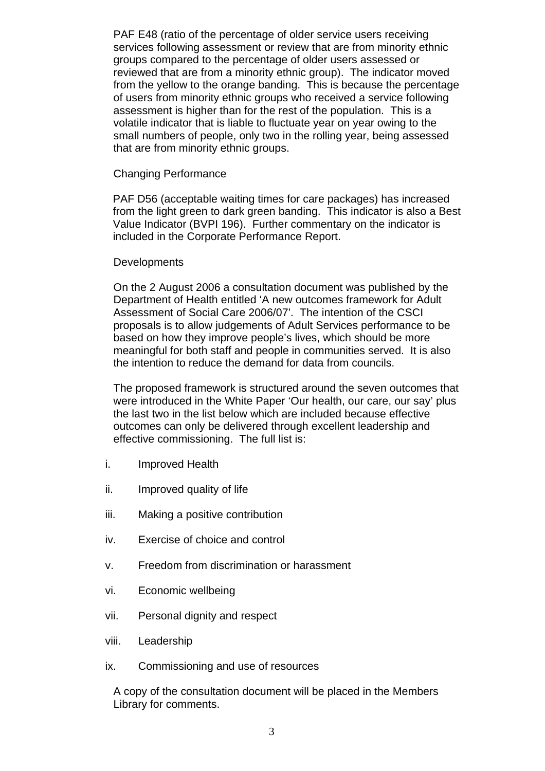PAF E48 (ratio of the percentage of older service users receiving services following assessment or review that are from minority ethnic groups compared to the percentage of older users assessed or reviewed that are from a minority ethnic group). The indicator moved from the yellow to the orange banding. This is because the percentage of users from minority ethnic groups who received a service following assessment is higher than for the rest of the population. This is a volatile indicator that is liable to fluctuate year on year owing to the small numbers of people, only two in the rolling year, being assessed that are from minority ethnic groups.

Changing Performance

PAF D56 (acceptable waiting times for care packages) has increased from the light green to dark green banding. This indicator is also a Best Value Indicator (BVPI 196). Further commentary on the indicator is included in the Corporate Performance Report.

Developments

On the 2 August 2006 a consultation document was published by the Department of Health entitled 'A new outcomes framework for Adult Assessment of Social Care 2006/07'. The intention of the CSCI proposals is to allow judgements of Adult Services performance to be based on how they improve people's lives, which should be more meaningful for both staff and people in communities served. It is also the intention to reduce the demand for data from councils.

The proposed framework is structured around the seven outcomes that were introduced in the White Paper 'Our health, our care, our say' plus the last two in the list below which are included because effective outcomes can only be delivered through excellent leadership and effective commissioning. The full list is:

i. Improved Health

ii. Improved quality of life

iii. Making a positive contribution

iv. Exercise of choice and control

v. Freedom from discrimination or harassment

vi. Economic wellbeing

vii. Personal dignity and respect

viii. Leadership

ix. Commissioning and use of resources

A copy of the consultation document will be placed in the Members Library for comments.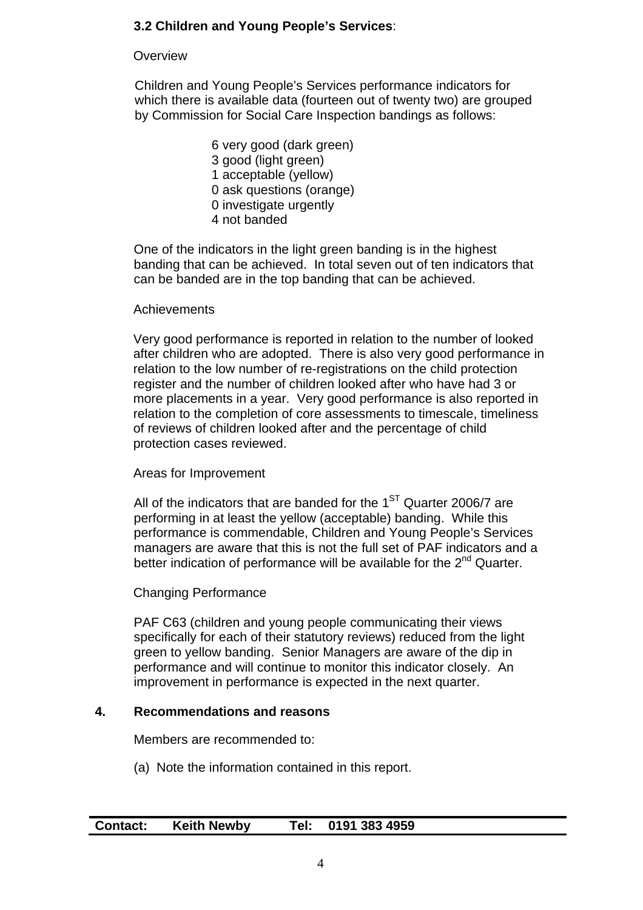### 3.2 Children and Young People's Services:

Overview

Children and Young People's Services performance indicators for which there is available data (fourteen out of twenty two) are grouped by Commission for Social Care Inspection bandings as follows:

6 very good (dark green)
3 good (light green)
1 acceptable (yellow)
0 ask questions (orange)
0 investigate urgently
4 not banded

One of the indicators in the light green banding is in the highest banding that can be achieved. In total seven out of ten indicators that can be banded are in the top banding that can be achieved.

Achievements

Very good performance is reported in relation to the number of looked after children who are adopted. There is also very good performance in relation to the low number of re-registrations on the child protection register and the number of children looked after who have had 3 or more placements in a year. Very good performance is also reported in relation to the completion of core assessments to timescale, timeliness of reviews of children looked after and the percentage of child protection cases reviewed.

Areas for Improvement

All of the indicators that are banded for the 1ST Quarter 2006/7 are performing in at least the yellow (acceptable) banding. While this performance is commendable, Children and Young People's Services managers are aware that this is not the full set of PAF indicators and a better indication of performance will be available for the 2nd Quarter.

Changing Performance

PAF C63 (children and young people communicating their views specifically for each of their statutory reviews) reduced from the light green to yellow banding. Senior Managers are aware of the dip in performance and will continue to monitor this indicator closely. An improvement in performance is expected in the next quarter.

## 4. Recommendations and reasons

Members are recommended to:

(a) Note the information contained in this report.

**Contact: Keith Newby Tel: 0191 383 4959**